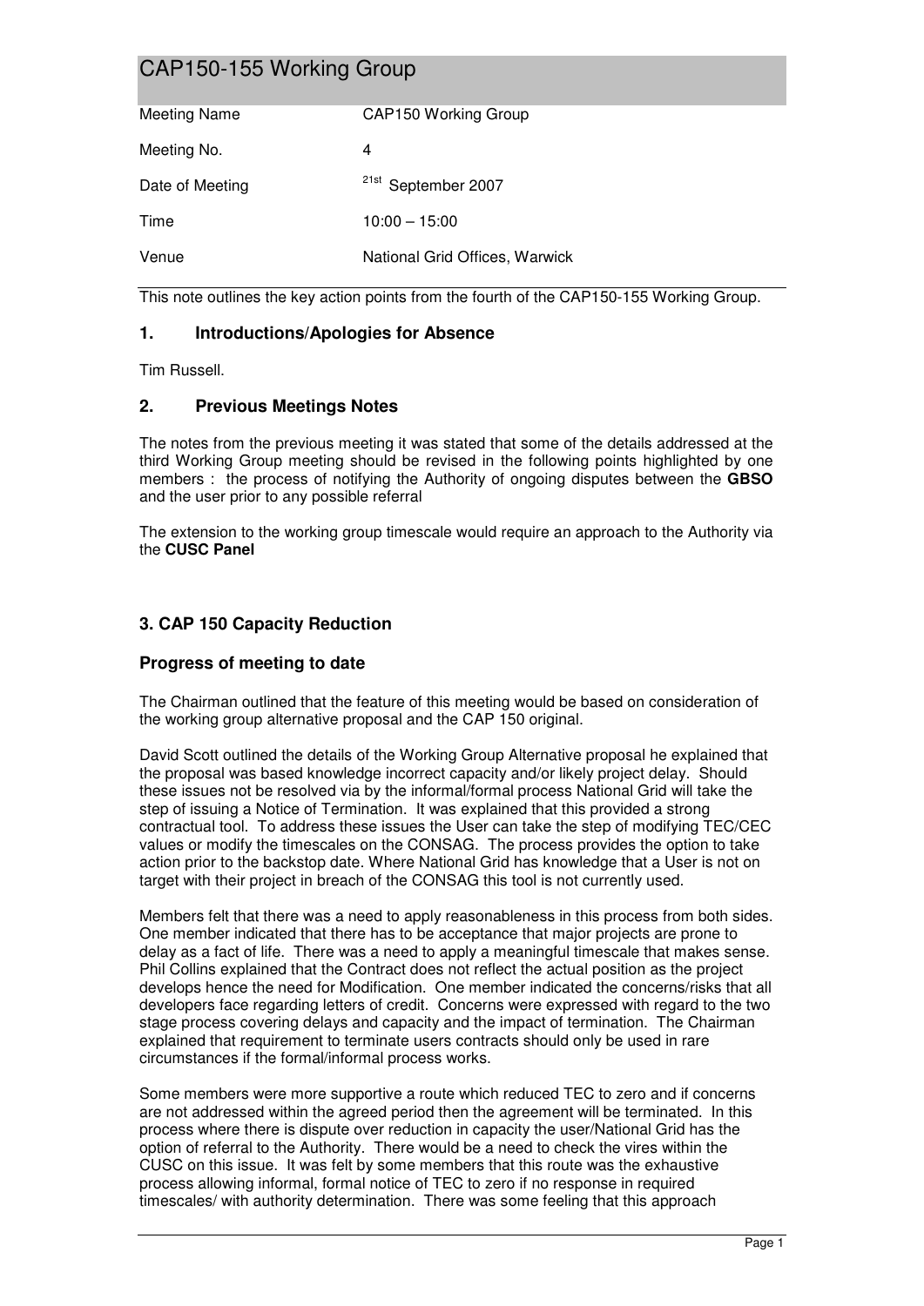# CAP150-155 Working Group

| | |
|---|---|
| Meeting Name | CAP150 Working Group |
| Meeting No. | 4 |
| Date of Meeting | 21st September 2007 |
| Time | 10:00 – 15:00 |
| Venue | National Grid Offices, Warwick |

This note outlines the key action points from the fourth of the CAP150-155 Working Group.

## 1. Introductions/Apologies for Absence

Tim Russell.

## 2. Previous Meetings Notes

The notes from the previous meeting it was stated that some of the details addressed at the third Working Group meeting should be revised in the following points highlighted by one members : the process of notifying the Authority of ongoing disputes between the **GBSO** and the user prior to any possible referral

The extension to the working group timescale would require an approach to the Authority via the **CUSC Panel**

## 3. CAP 150 Capacity Reduction

### Progress of meeting to date

The Chairman outlined that the feature of this meeting would be based on consideration of the working group alternative proposal and the CAP 150 original.

David Scott outlined the details of the Working Group Alternative proposal he explained that the proposal was based knowledge incorrect capacity and/or likely project delay. Should these issues not be resolved via by the informal/formal process National Grid will take the step of issuing a Notice of Termination. It was explained that this provided a strong contractual tool. To address these issues the User can take the step of modifying TEC/CEC values or modify the timescales on the CONSAG. The process provides the option to take action prior to the backstop date. Where National Grid has knowledge that a User is not on target with their project in breach of the CONSAG this tool is not currently used.

Members felt that there was a need to apply reasonableness in this process from both sides. One member indicated that there has to be acceptance that major projects are prone to delay as a fact of life. There was a need to apply a meaningful timescale that makes sense. Phil Collins explained that the Contract does not reflect the actual position as the project develops hence the need for Modification. One member indicated the concerns/risks that all developers face regarding letters of credit. Concerns were expressed with regard to the two stage process covering delays and capacity and the impact of termination. The Chairman explained that requirement to terminate users contracts should only be used in rare circumstances if the formal/informal process works.

Some members were more supportive a route which reduced TEC to zero and if concerns are not addressed within the agreed period then the agreement will be terminated. In this process where there is dispute over reduction in capacity the user/National Grid has the option of referral to the Authority. There would be a need to check the vires within the CUSC on this issue. It was felt by some members that this route was the exhaustive process allowing informal, formal notice of TEC to zero if no response in required timescales/ with authority determination. There was some feeling that this approach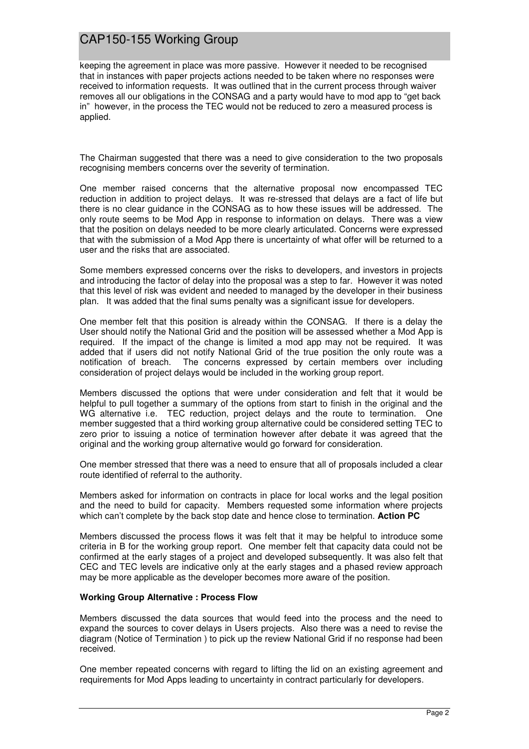keeping the agreement in place was more passive. However it needed to be recognised that in instances with paper projects actions needed to be taken where no responses were received to information requests. It was outlined that in the current process through waiver removes all our obligations in the CONSAG and a party would have to mod app to "get back in" however, in the process the TEC would not be reduced to zero a measured process is applied.

The Chairman suggested that there was a need to give consideration to the two proposals recognising members concerns over the severity of termination.

One member raised concerns that the alternative proposal now encompassed TEC reduction in addition to project delays. It was re-stressed that delays are a fact of life but there is no clear guidance in the CONSAG as to how these issues will be addressed. The only route seems to be Mod App in response to information on delays. There was a view that the position on delays needed to be more clearly articulated. Concerns were expressed that with the submission of a Mod App there is uncertainty of what offer will be returned to a user and the risks that are associated.

Some members expressed concerns over the risks to developers, and investors in projects and introducing the factor of delay into the proposal was a step to far. However it was noted that this level of risk was evident and needed to managed by the developer in their business plan. It was added that the final sums penalty was a significant issue for developers.

One member felt that this position is already within the CONSAG. If there is a delay the User should notify the National Grid and the position will be assessed whether a Mod App is required. If the impact of the change is limited a mod app may not be required. It was added that if users did not notify National Grid of the true position the only route was a notification of breach. The concerns expressed by certain members over including consideration of project delays would be included in the working group report.

Members discussed the options that were under consideration and felt that it would be helpful to pull together a summary of the options from start to finish in the original and the WG alternative i.e. TEC reduction, project delays and the route to termination. One member suggested that a third working group alternative could be considered setting TEC to zero prior to issuing a notice of termination however after debate it was agreed that the original and the working group alternative would go forward for consideration.

One member stressed that there was a need to ensure that all of proposals included a clear route identified of referral to the authority.

Members asked for information on contracts in place for local works and the legal position and the need to build for capacity. Members requested some information where projects which can't complete by the back stop date and hence close to termination. **Action PC**

Members discussed the process flows it was felt that it may be helpful to introduce some criteria in B for the working group report. One member felt that capacity data could not be confirmed at the early stages of a project and developed subsequently. It was also felt that CEC and TEC levels are indicative only at the early stages and a phased review approach may be more applicable as the developer becomes more aware of the position.

**Working Group Alternative : Process Flow**

Members discussed the data sources that would feed into the process and the need to expand the sources to cover delays in Users projects. Also there was a need to revise the diagram (Notice of Termination ) to pick up the review National Grid if no response had been received.

One member repeated concerns with regard to lifting the lid on an existing agreement and requirements for Mod Apps leading to uncertainty in contract particularly for developers.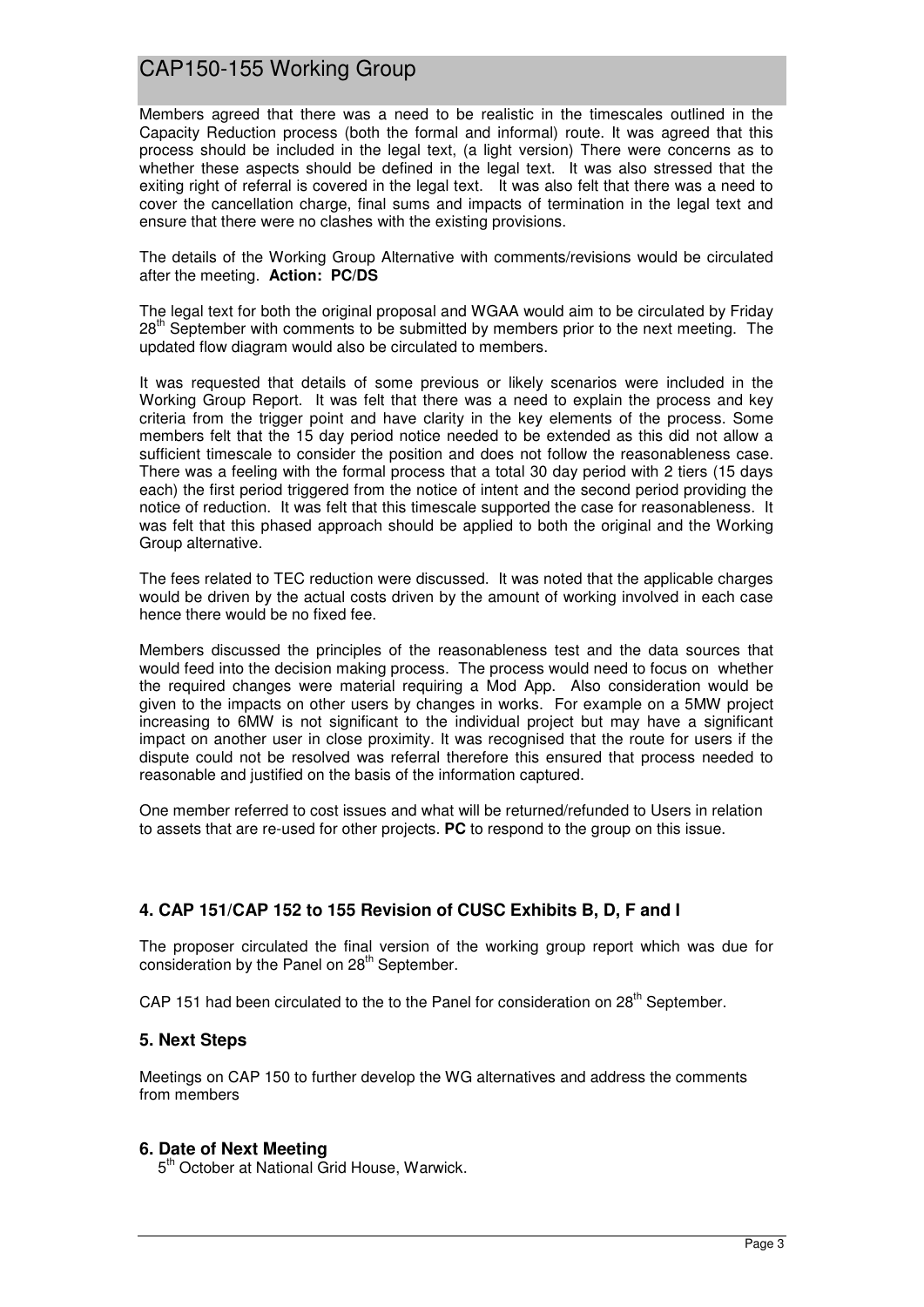Members agreed that there was a need to be realistic in the timescales outlined in the Capacity Reduction process (both the formal and informal) route. It was agreed that this process should be included in the legal text, (a light version) There were concerns as to whether these aspects should be defined in the legal text. It was also stressed that the exiting right of referral is covered in the legal text. It was also felt that there was a need to cover the cancellation charge, final sums and impacts of termination in the legal text and ensure that there were no clashes with the existing provisions.

The details of the Working Group Alternative with comments/revisions would be circulated after the meeting. **Action: PC/DS**

The legal text for both the original proposal and WGAA would aim to be circulated by Friday 28th September with comments to be submitted by members prior to the next meeting. The updated flow diagram would also be circulated to members.

It was requested that details of some previous or likely scenarios were included in the Working Group Report. It was felt that there was a need to explain the process and key criteria from the trigger point and have clarity in the key elements of the process. Some members felt that the 15 day period notice needed to be extended as this did not allow a sufficient timescale to consider the position and does not follow the reasonableness case. There was a feeling with the formal process that a total 30 day period with 2 tiers (15 days each) the first period triggered from the notice of intent and the second period providing the notice of reduction. It was felt that this timescale supported the case for reasonableness. It was felt that this phased approach should be applied to both the original and the Working Group alternative.

The fees related to TEC reduction were discussed. It was noted that the applicable charges would be driven by the actual costs driven by the amount of working involved in each case hence there would be no fixed fee.

Members discussed the principles of the reasonableness test and the data sources that would feed into the decision making process. The process would need to focus on whether the required changes were material requiring a Mod App. Also consideration would be given to the impacts on other users by changes in works. For example on a 5MW project increasing to 6MW is not significant to the individual project but may have a significant impact on another user in close proximity. It was recognised that the route for users if the dispute could not be resolved was referral therefore this ensured that process needed to reasonable and justified on the basis of the information captured.

One member referred to cost issues and what will be returned/refunded to Users in relation to assets that are re-used for other projects. **PC** to respond to the group on this issue.

### 4. CAP 151/CAP 152 to 155 Revision of CUSC Exhibits B, D, F and I

The proposer circulated the final version of the working group report which was due for consideration by the Panel on 28th September.

CAP 151 had been circulated to the to the Panel for consideration on 28th September.

### 5. Next Steps

Meetings on CAP 150 to further develop the WG alternatives and address the comments from members

### 6. Date of Next Meeting

5th October at National Grid House, Warwick.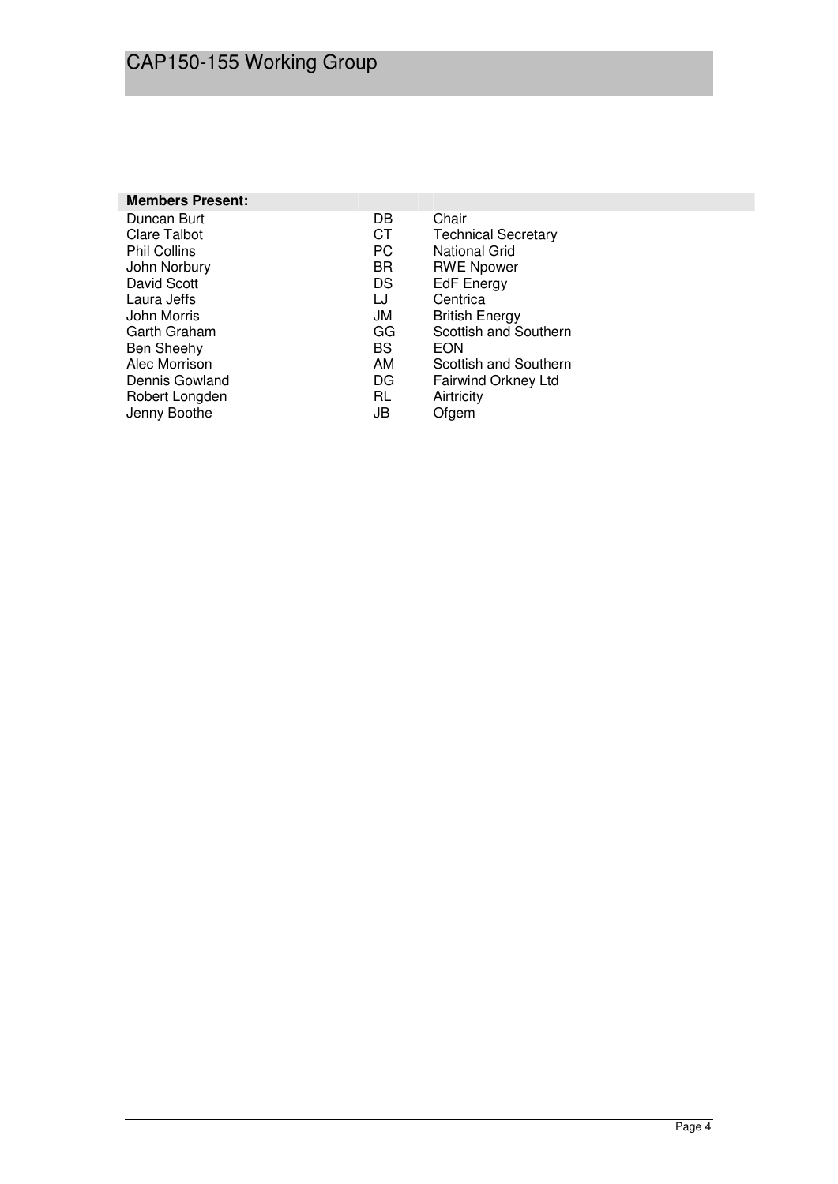| Members Present: | | |
|---|---|---|
| Duncan Burt | DB | Chair |
| Clare Talbot | CT | Technical Secretary |
| Phil Collins | PC | National Grid |
| John Norbury | BR | RWE Npower |
| David Scott | DS | EdF Energy |
| Laura Jeffs | LJ | Centrica |
| John Morris | JM | British Energy |
| Garth Graham | GG | Scottish and Southern |
| Ben Sheehy | BS | EON |
| Alec Morrison | AM | Scottish and Southern |
| Dennis Gowland | DG | Fairwind Orkney Ltd |
| Robert Longden | RL | Airtricity |
| Jenny Boothe | JB | Ofgem |